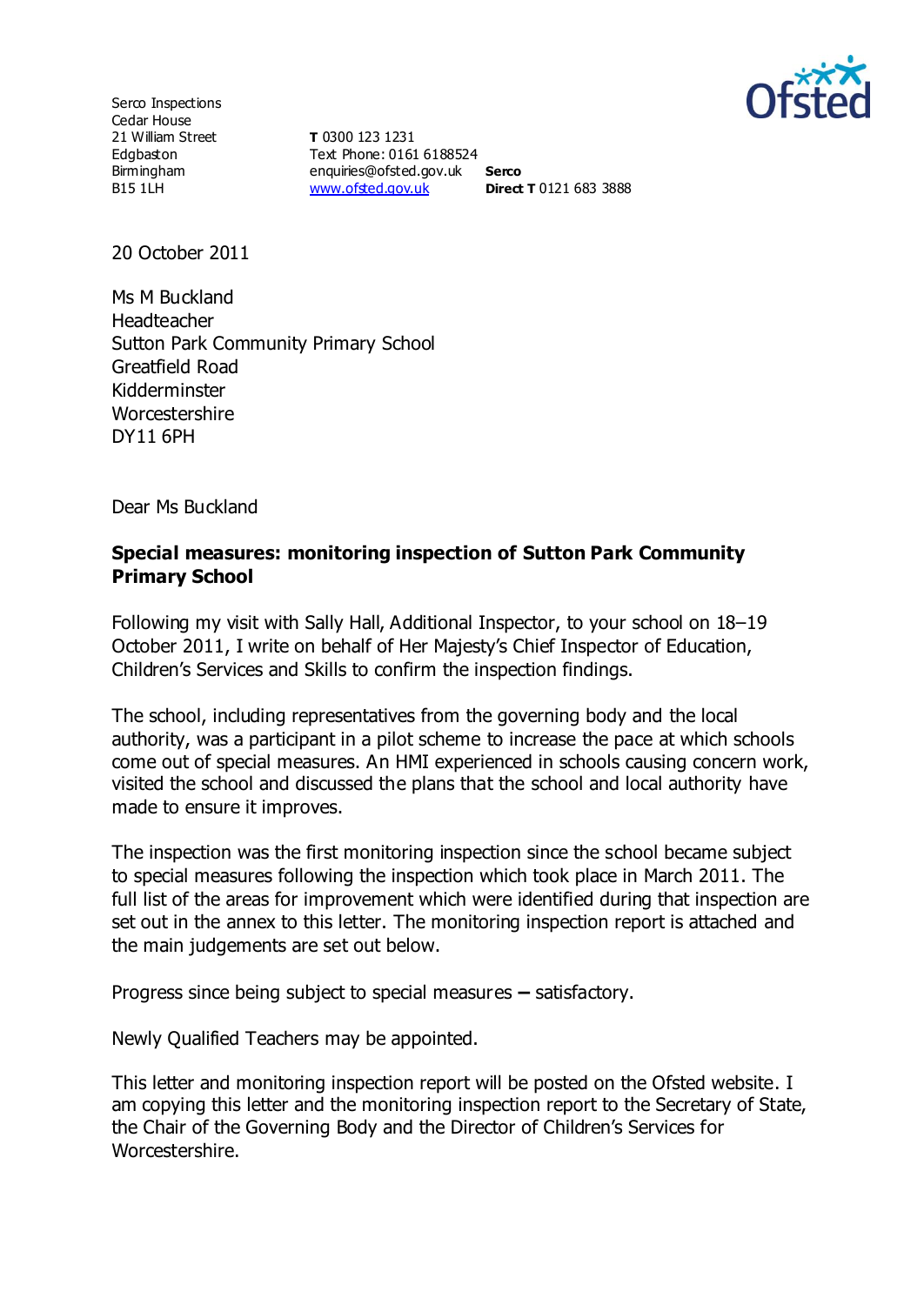Serco Inspections
Cedar House
21 William Street
Edgbaston
Birmingham
B15 1LH

**T** 0300 123 1231
Text Phone: 0161 6188524
enquiries@ofsted.gov.uk
www.ofsted.gov.uk

**Serco**
**Direct T** 0121 683 3888

20 October 2011

Ms M Buckland
Headteacher
Sutton Park Community Primary School
Greatfield Road
Kidderminster
Worcestershire
DY11 6PH

Dear Ms Buckland

**Special measures: monitoring inspection of Sutton Park Community Primary School**

Following my visit with Sally Hall, Additional Inspector, to your school on 18–19 October 2011, I write on behalf of Her Majesty's Chief Inspector of Education, Children's Services and Skills to confirm the inspection findings.

The school, including representatives from the governing body and the local authority, was a participant in a pilot scheme to increase the pace at which schools come out of special measures. An HMI experienced in schools causing concern work, visited the school and discussed the plans that the school and local authority have made to ensure it improves.

The inspection was the first monitoring inspection since the school became subject to special measures following the inspection which took place in March 2011. The full list of the areas for improvement which were identified during that inspection are set out in the annex to this letter. The monitoring inspection report is attached and the main judgements are set out below.

Progress since being subject to special measures **–** satisfactory.

Newly Qualified Teachers may be appointed.

This letter and monitoring inspection report will be posted on the Ofsted website. I am copying this letter and the monitoring inspection report to the Secretary of State, the Chair of the Governing Body and the Director of Children's Services for Worcestershire.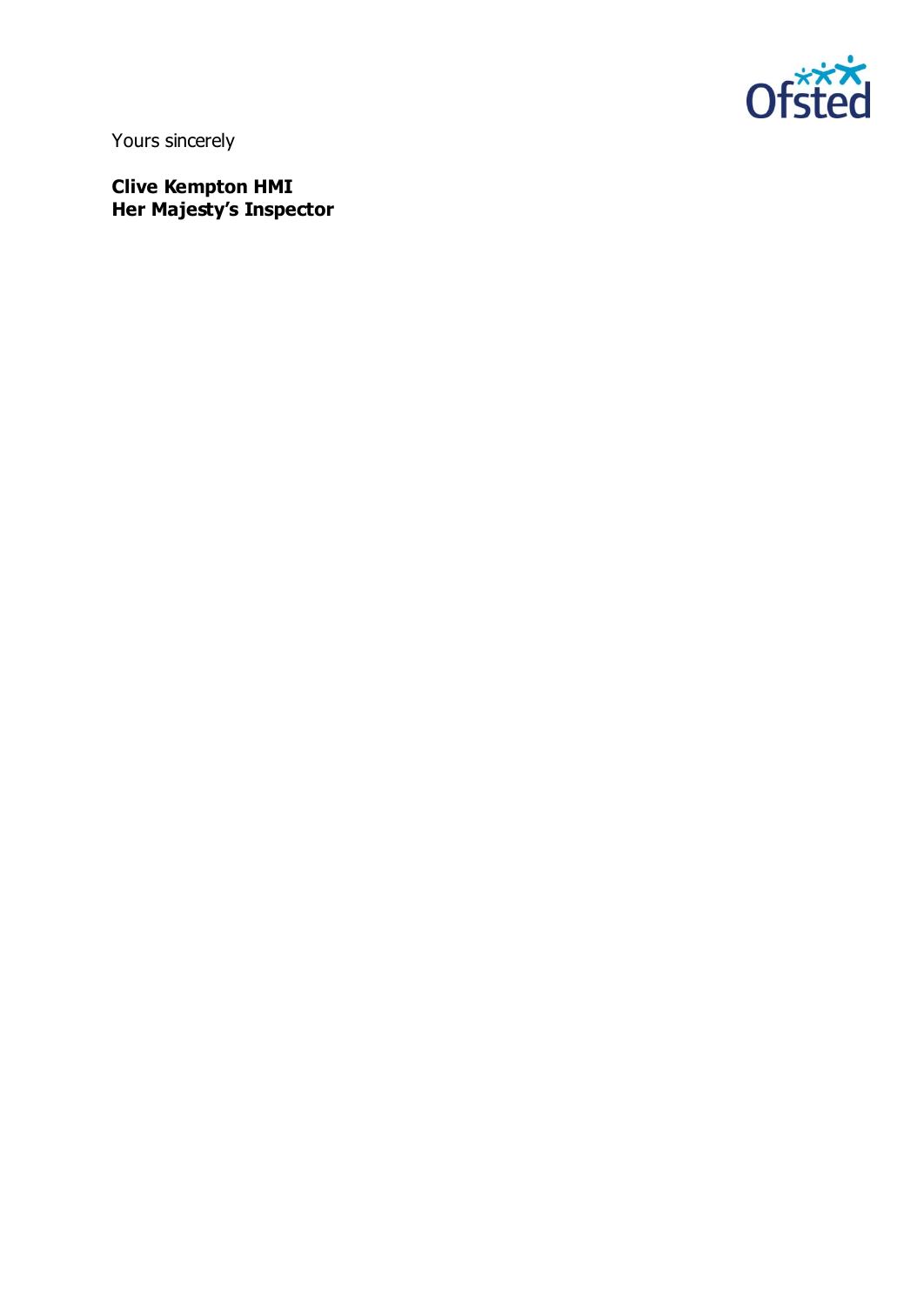Yours sincerely

**Clive Kempton HMI**
**Her Majesty's Inspector**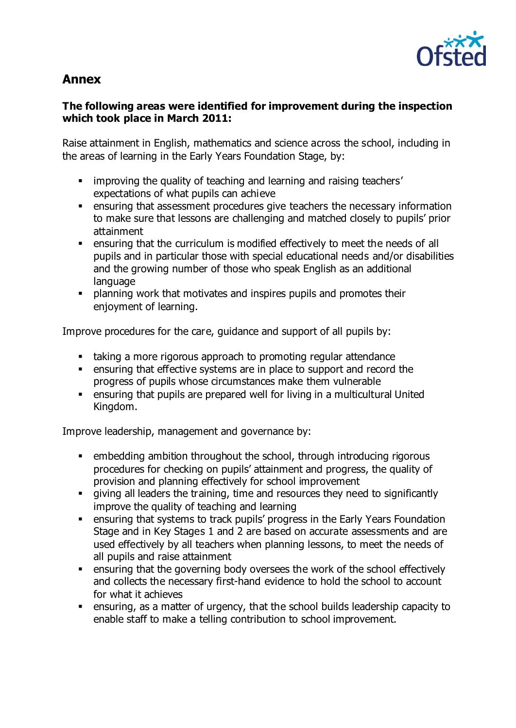## Annex

**The following areas were identified for improvement during the inspection which took place in March 2011:**

Raise attainment in English, mathematics and science across the school, including in the areas of learning in the Early Years Foundation Stage, by:

- improving the quality of teaching and learning and raising teachers' expectations of what pupils can achieve
- ensuring that assessment procedures give teachers the necessary information to make sure that lessons are challenging and matched closely to pupils' prior attainment
- ensuring that the curriculum is modified effectively to meet the needs of all pupils and in particular those with special educational needs and/or disabilities and the growing number of those who speak English as an additional language
- planning work that motivates and inspires pupils and promotes their enjoyment of learning.

Improve procedures for the care, guidance and support of all pupils by:

- taking a more rigorous approach to promoting regular attendance
- ensuring that effective systems are in place to support and record the progress of pupils whose circumstances make them vulnerable
- ensuring that pupils are prepared well for living in a multicultural United Kingdom.

Improve leadership, management and governance by:

- embedding ambition throughout the school, through introducing rigorous procedures for checking on pupils' attainment and progress, the quality of provision and planning effectively for school improvement
- giving all leaders the training, time and resources they need to significantly improve the quality of teaching and learning
- ensuring that systems to track pupils' progress in the Early Years Foundation Stage and in Key Stages 1 and 2 are based on accurate assessments and are used effectively by all teachers when planning lessons, to meet the needs of all pupils and raise attainment
- ensuring that the governing body oversees the work of the school effectively and collects the necessary first-hand evidence to hold the school to account for what it achieves
- ensuring, as a matter of urgency, that the school builds leadership capacity to enable staff to make a telling contribution to school improvement.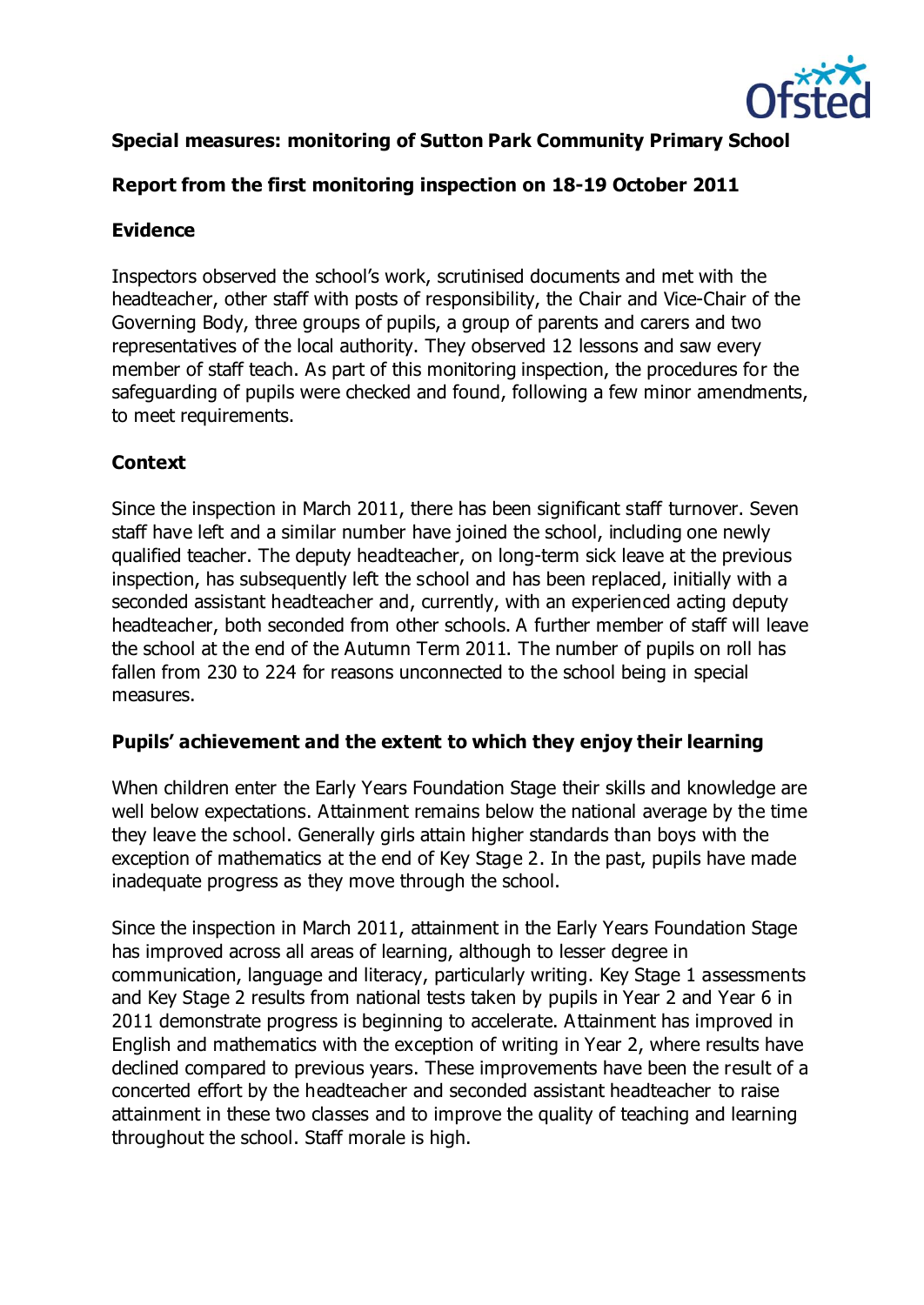**Special measures: monitoring of Sutton Park Community Primary School**

**Report from the first monitoring inspection on 18-19 October 2011**

**Evidence**

Inspectors observed the school's work, scrutinised documents and met with the headteacher, other staff with posts of responsibility, the Chair and Vice-Chair of the Governing Body, three groups of pupils, a group of parents and carers and two representatives of the local authority. They observed 12 lessons and saw every member of staff teach. As part of this monitoring inspection, the procedures for the safeguarding of pupils were checked and found, following a few minor amendments, to meet requirements.

**Context**

Since the inspection in March 2011, there has been significant staff turnover. Seven staff have left and a similar number have joined the school, including one newly qualified teacher. The deputy headteacher, on long-term sick leave at the previous inspection, has subsequently left the school and has been replaced, initially with a seconded assistant headteacher and, currently, with an experienced acting deputy headteacher, both seconded from other schools. A further member of staff will leave the school at the end of the Autumn Term 2011. The number of pupils on roll has fallen from 230 to 224 for reasons unconnected to the school being in special measures.

**Pupils' achievement and the extent to which they enjoy their learning**

When children enter the Early Years Foundation Stage their skills and knowledge are well below expectations. Attainment remains below the national average by the time they leave the school. Generally girls attain higher standards than boys with the exception of mathematics at the end of Key Stage 2. In the past, pupils have made inadequate progress as they move through the school.

Since the inspection in March 2011, attainment in the Early Years Foundation Stage has improved across all areas of learning, although to lesser degree in communication, language and literacy, particularly writing. Key Stage 1 assessments and Key Stage 2 results from national tests taken by pupils in Year 2 and Year 6 in 2011 demonstrate progress is beginning to accelerate. Attainment has improved in English and mathematics with the exception of writing in Year 2, where results have declined compared to previous years. These improvements have been the result of a concerted effort by the headteacher and seconded assistant headteacher to raise attainment in these two classes and to improve the quality of teaching and learning throughout the school. Staff morale is high.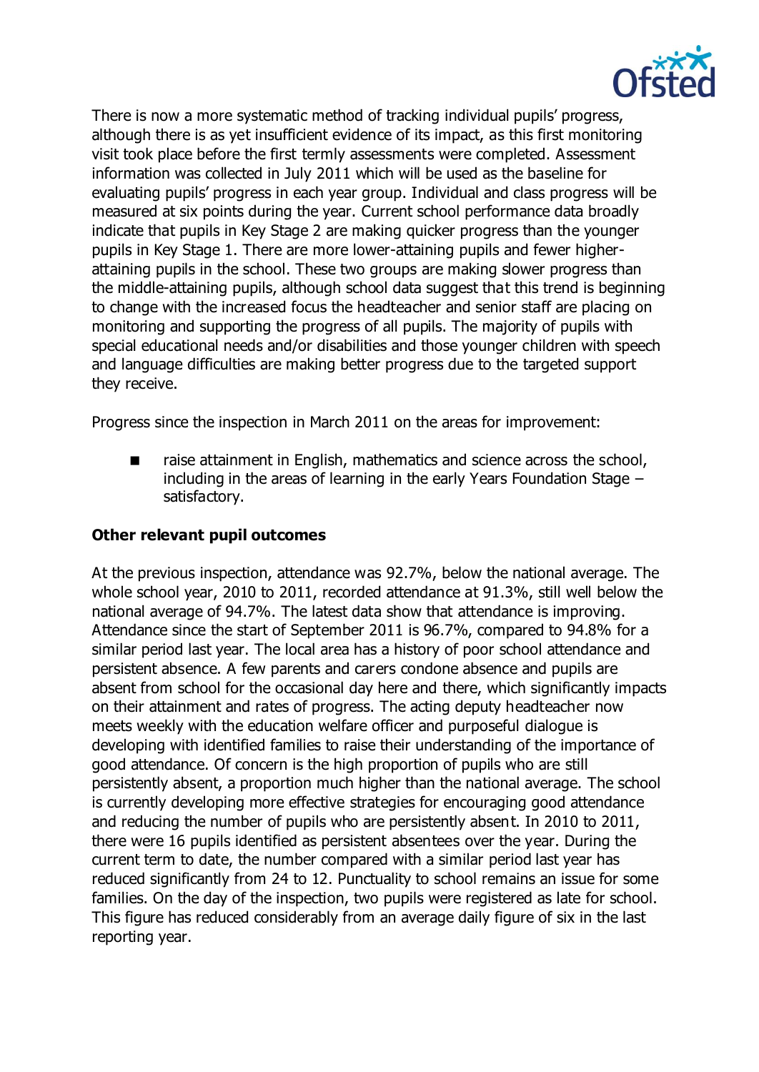There is now a more systematic method of tracking individual pupils' progress, although there is as yet insufficient evidence of its impact, as this first monitoring visit took place before the first termly assessments were completed. Assessment information was collected in July 2011 which will be used as the baseline for evaluating pupils' progress in each year group. Individual and class progress will be measured at six points during the year. Current school performance data broadly indicate that pupils in Key Stage 2 are making quicker progress than the younger pupils in Key Stage 1. There are more lower-attaining pupils and fewer higher-attaining pupils in the school. These two groups are making slower progress than the middle-attaining pupils, although school data suggest that this trend is beginning to change with the increased focus the headteacher and senior staff are placing on monitoring and supporting the progress of all pupils. The majority of pupils with special educational needs and/or disabilities and those younger children with speech and language difficulties are making better progress due to the targeted support they receive.

Progress since the inspection in March 2011 on the areas for improvement:

- raise attainment in English, mathematics and science across the school, including in the areas of learning in the early Years Foundation Stage – satisfactory.

**Other relevant pupil outcomes**

At the previous inspection, attendance was 92.7%, below the national average. The whole school year, 2010 to 2011, recorded attendance at 91.3%, still well below the national average of 94.7%. The latest data show that attendance is improving. Attendance since the start of September 2011 is 96.7%, compared to 94.8% for a similar period last year. The local area has a history of poor school attendance and persistent absence. A few parents and carers condone absence and pupils are absent from school for the occasional day here and there, which significantly impacts on their attainment and rates of progress. The acting deputy headteacher now meets weekly with the education welfare officer and purposeful dialogue is developing with identified families to raise their understanding of the importance of good attendance. Of concern is the high proportion of pupils who are still persistently absent, a proportion much higher than the national average. The school is currently developing more effective strategies for encouraging good attendance and reducing the number of pupils who are persistently absent. In 2010 to 2011, there were 16 pupils identified as persistent absentees over the year. During the current term to date, the number compared with a similar period last year has reduced significantly from 24 to 12. Punctuality to school remains an issue for some families. On the day of the inspection, two pupils were registered as late for school. This figure has reduced considerably from an average daily figure of six in the last reporting year.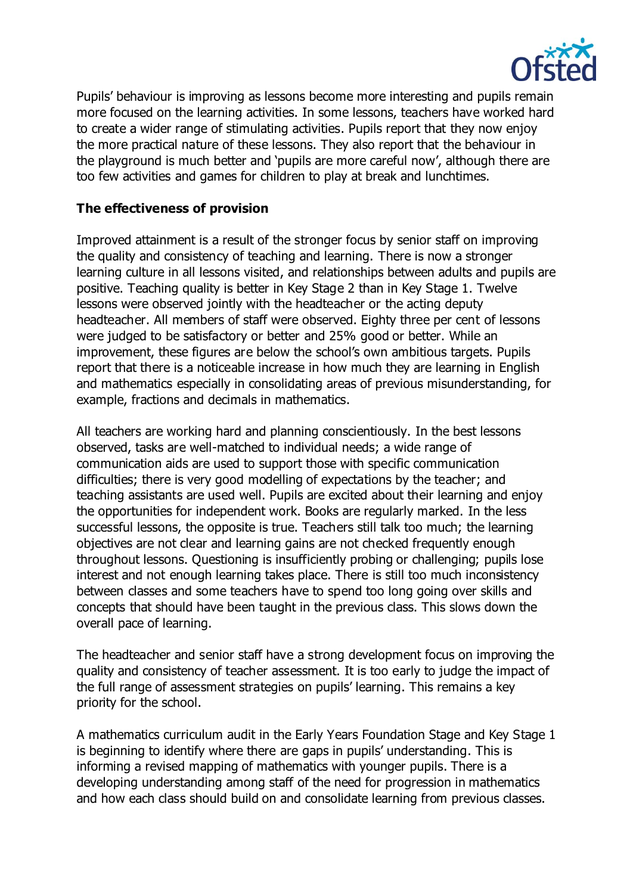Pupils' behaviour is improving as lessons become more interesting and pupils remain more focused on the learning activities. In some lessons, teachers have worked hard to create a wider range of stimulating activities. Pupils report that they now enjoy the more practical nature of these lessons. They also report that the behaviour in the playground is much better and 'pupils are more careful now', although there are too few activities and games for children to play at break and lunchtimes.

**The effectiveness of provision**

Improved attainment is a result of the stronger focus by senior staff on improving the quality and consistency of teaching and learning. There is now a stronger learning culture in all lessons visited, and relationships between adults and pupils are positive. Teaching quality is better in Key Stage 2 than in Key Stage 1. Twelve lessons were observed jointly with the headteacher or the acting deputy headteacher. All members of staff were observed. Eighty three per cent of lessons were judged to be satisfactory or better and 25% good or better. While an improvement, these figures are below the school's own ambitious targets. Pupils report that there is a noticeable increase in how much they are learning in English and mathematics especially in consolidating areas of previous misunderstanding, for example, fractions and decimals in mathematics.

All teachers are working hard and planning conscientiously. In the best lessons observed, tasks are well-matched to individual needs; a wide range of communication aids are used to support those with specific communication difficulties; there is very good modelling of expectations by the teacher; and teaching assistants are used well. Pupils are excited about their learning and enjoy the opportunities for independent work. Books are regularly marked. In the less successful lessons, the opposite is true. Teachers still talk too much; the learning objectives are not clear and learning gains are not checked frequently enough throughout lessons. Questioning is insufficiently probing or challenging; pupils lose interest and not enough learning takes place. There is still too much inconsistency between classes and some teachers have to spend too long going over skills and concepts that should have been taught in the previous class. This slows down the overall pace of learning.

The headteacher and senior staff have a strong development focus on improving the quality and consistency of teacher assessment. It is too early to judge the impact of the full range of assessment strategies on pupils' learning. This remains a key priority for the school.

A mathematics curriculum audit in the Early Years Foundation Stage and Key Stage 1 is beginning to identify where there are gaps in pupils' understanding. This is informing a revised mapping of mathematics with younger pupils. There is a developing understanding among staff of the need for progression in mathematics and how each class should build on and consolidate learning from previous classes.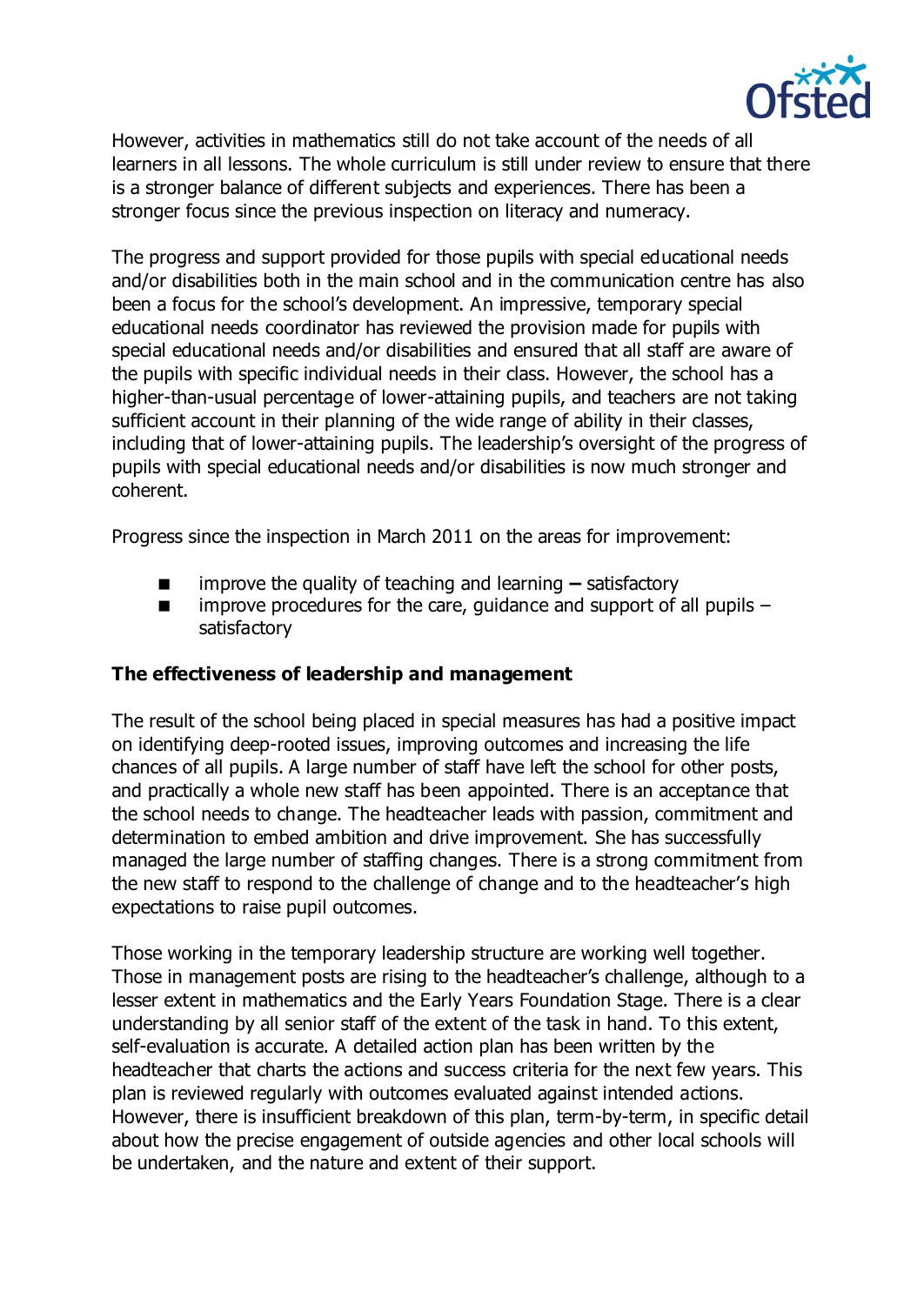However, activities in mathematics still do not take account of the needs of all learners in all lessons. The whole curriculum is still under review to ensure that there is a stronger balance of different subjects and experiences. There has been a stronger focus since the previous inspection on literacy and numeracy.

The progress and support provided for those pupils with special educational needs and/or disabilities both in the main school and in the communication centre has also been a focus for the school's development. An impressive, temporary special educational needs coordinator has reviewed the provision made for pupils with special educational needs and/or disabilities and ensured that all staff are aware of the pupils with specific individual needs in their class. However, the school has a higher-than-usual percentage of lower-attaining pupils, and teachers are not taking sufficient account in their planning of the wide range of ability in their classes, including that of lower-attaining pupils. The leadership's oversight of the progress of pupils with special educational needs and/or disabilities is now much stronger and coherent.

Progress since the inspection in March 2011 on the areas for improvement:

- improve the quality of teaching and learning – satisfactory
- improve procedures for the care, guidance and support of all pupils – satisfactory

**The effectiveness of leadership and management**

The result of the school being placed in special measures has had a positive impact on identifying deep-rooted issues, improving outcomes and increasing the life chances of all pupils. A large number of staff have left the school for other posts, and practically a whole new staff has been appointed. There is an acceptance that the school needs to change. The headteacher leads with passion, commitment and determination to embed ambition and drive improvement. She has successfully managed the large number of staffing changes. There is a strong commitment from the new staff to respond to the challenge of change and to the headteacher's high expectations to raise pupil outcomes.

Those working in the temporary leadership structure are working well together. Those in management posts are rising to the headteacher's challenge, although to a lesser extent in mathematics and the Early Years Foundation Stage. There is a clear understanding by all senior staff of the extent of the task in hand. To this extent, self-evaluation is accurate. A detailed action plan has been written by the headteacher that charts the actions and success criteria for the next few years. This plan is reviewed regularly with outcomes evaluated against intended actions. However, there is insufficient breakdown of this plan, term-by-term, in specific detail about how the precise engagement of outside agencies and other local schools will be undertaken, and the nature and extent of their support.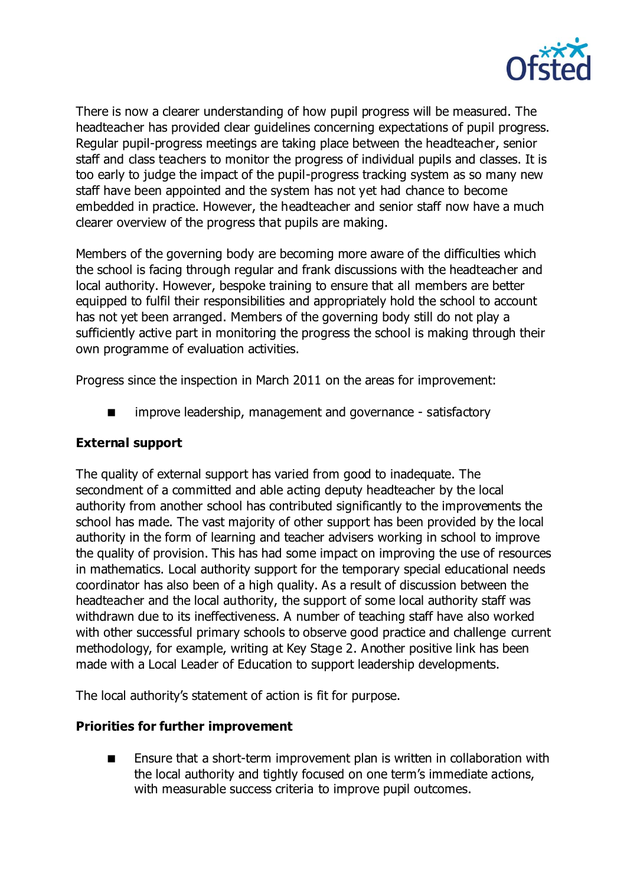There is now a clearer understanding of how pupil progress will be measured. The headteacher has provided clear guidelines concerning expectations of pupil progress. Regular pupil-progress meetings are taking place between the headteacher, senior staff and class teachers to monitor the progress of individual pupils and classes. It is too early to judge the impact of the pupil-progress tracking system as so many new staff have been appointed and the system has not yet had chance to become embedded in practice. However, the headteacher and senior staff now have a much clearer overview of the progress that pupils are making.

Members of the governing body are becoming more aware of the difficulties which the school is facing through regular and frank discussions with the headteacher and local authority. However, bespoke training to ensure that all members are better equipped to fulfil their responsibilities and appropriately hold the school to account has not yet been arranged. Members of the governing body still do not play a sufficiently active part in monitoring the progress the school is making through their own programme of evaluation activities.

Progress since the inspection in March 2011 on the areas for improvement:

- improve leadership, management and governance - satisfactory

**External support**

The quality of external support has varied from good to inadequate. The secondment of a committed and able acting deputy headteacher by the local authority from another school has contributed significantly to the improvements the school has made. The vast majority of other support has been provided by the local authority in the form of learning and teacher advisers working in school to improve the quality of provision. This has had some impact on improving the use of resources in mathematics. Local authority support for the temporary special educational needs coordinator has also been of a high quality. As a result of discussion between the headteacher and the local authority, the support of some local authority staff was withdrawn due to its ineffectiveness. A number of teaching staff have also worked with other successful primary schools to observe good practice and challenge current methodology, for example, writing at Key Stage 2. Another positive link has been made with a Local Leader of Education to support leadership developments.

The local authority's statement of action is fit for purpose.

**Priorities for further improvement**

- Ensure that a short-term improvement plan is written in collaboration with the local authority and tightly focused on one term's immediate actions, with measurable success criteria to improve pupil outcomes.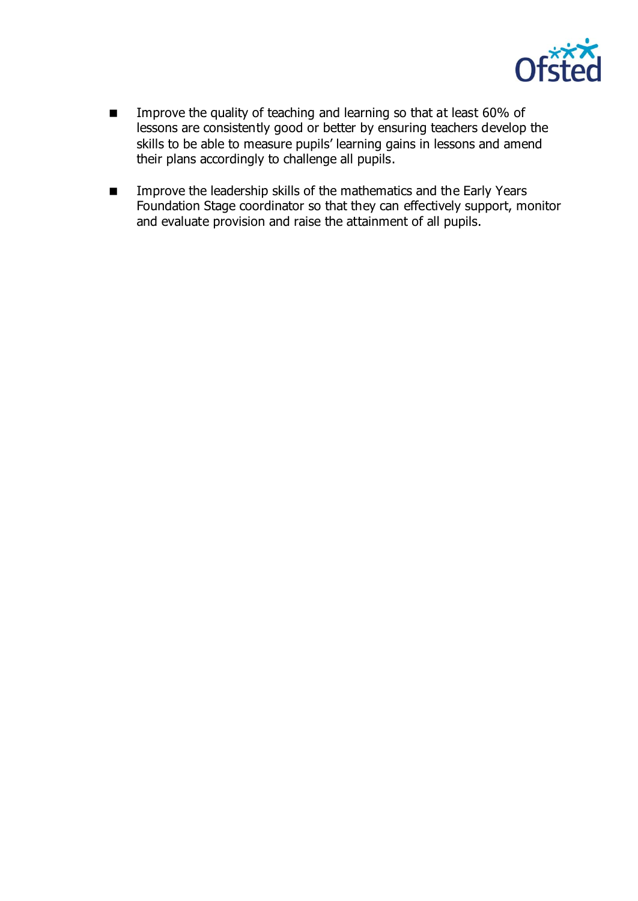- Improve the quality of teaching and learning so that at least 60% of lessons are consistently good or better by ensuring teachers develop the skills to be able to measure pupils' learning gains in lessons and amend their plans accordingly to challenge all pupils.

- Improve the leadership skills of the mathematics and the Early Years Foundation Stage coordinator so that they can effectively support, monitor and evaluate provision and raise the attainment of all pupils.